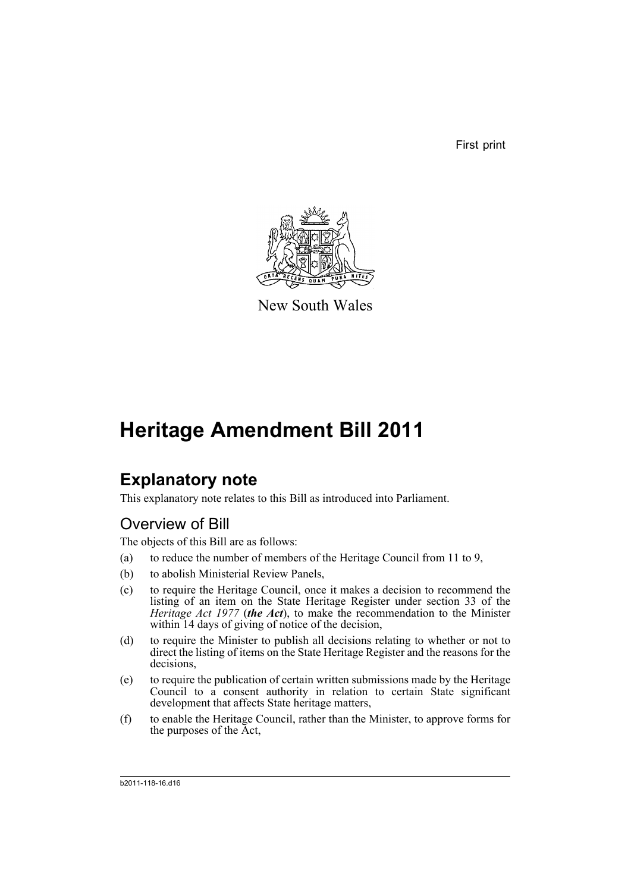First print

New South Wales

# Heritage Amendment Bill 2011

## Explanatory note

This explanatory note relates to this Bill as introduced into Parliament.

### Overview of Bill

The objects of this Bill are as follows:

(a) to reduce the number of members of the Heritage Council from 11 to 9,

(b) to abolish Ministerial Review Panels,

(c) to require the Heritage Council, once it makes a decision to recommend the listing of an item on the State Heritage Register under section 33 of the *Heritage Act 1977* (***the Act***), to make the recommendation to the Minister within 14 days of giving of notice of the decision,

(d) to require the Minister to publish all decisions relating to whether or not to direct the listing of items on the State Heritage Register and the reasons for the decisions,

(e) to require the publication of certain written submissions made by the Heritage Council to a consent authority in relation to certain State significant development that affects State heritage matters,

(f) to enable the Heritage Council, rather than the Minister, to approve forms for the purposes of the Act,

b2011-118-16.d16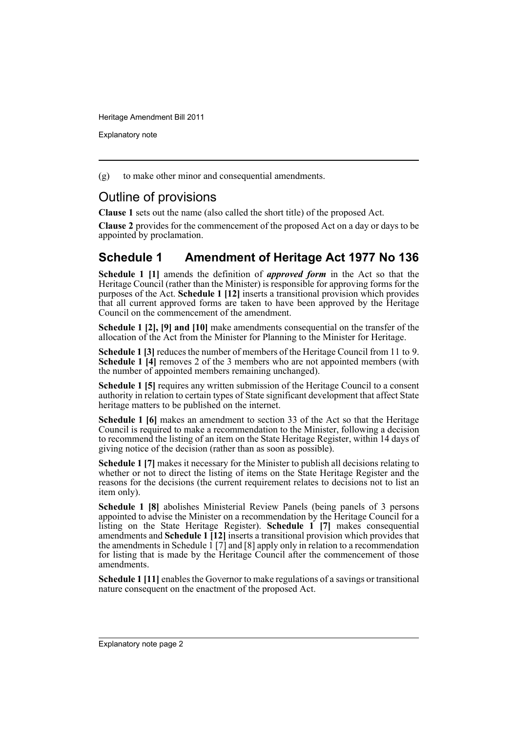(g) to make other minor and consequential amendments.

## Outline of provisions

**Clause 1** sets out the name (also called the short title) of the proposed Act.

**Clause 2** provides for the commencement of the proposed Act on a day or days to be appointed by proclamation.

### Schedule 1 Amendment of Heritage Act 1977 No 136

**Schedule 1 [1]** amends the definition of ***approved form*** in the Act so that the Heritage Council (rather than the Minister) is responsible for approving forms for the purposes of the Act. **Schedule 1 [12]** inserts a transitional provision which provides that all current approved forms are taken to have been approved by the Heritage Council on the commencement of the amendment.

**Schedule 1 [2], [9] and [10]** make amendments consequential on the transfer of the allocation of the Act from the Minister for Planning to the Minister for Heritage.

**Schedule 1 [3]** reduces the number of members of the Heritage Council from 11 to 9. **Schedule 1 [4]** removes 2 of the 3 members who are not appointed members (with the number of appointed members remaining unchanged).

**Schedule 1 [5]** requires any written submission of the Heritage Council to a consent authority in relation to certain types of State significant development that affect State heritage matters to be published on the internet.

**Schedule 1 [6]** makes an amendment to section 33 of the Act so that the Heritage Council is required to make a recommendation to the Minister, following a decision to recommend the listing of an item on the State Heritage Register, within 14 days of giving notice of the decision (rather than as soon as possible).

**Schedule 1 [7]** makes it necessary for the Minister to publish all decisions relating to whether or not to direct the listing of items on the State Heritage Register and the reasons for the decisions (the current requirement relates to decisions not to list an item only).

**Schedule 1 [8]** abolishes Ministerial Review Panels (being panels of 3 persons appointed to advise the Minister on a recommendation by the Heritage Council for a listing on the State Heritage Register). **Schedule 1 [7]** makes consequential amendments and **Schedule 1 [12]** inserts a transitional provision which provides that the amendments in Schedule 1 [7] and [8] apply only in relation to a recommendation for listing that is made by the Heritage Council after the commencement of those amendments.

**Schedule 1 [11]** enables the Governor to make regulations of a savings or transitional nature consequent on the enactment of the proposed Act.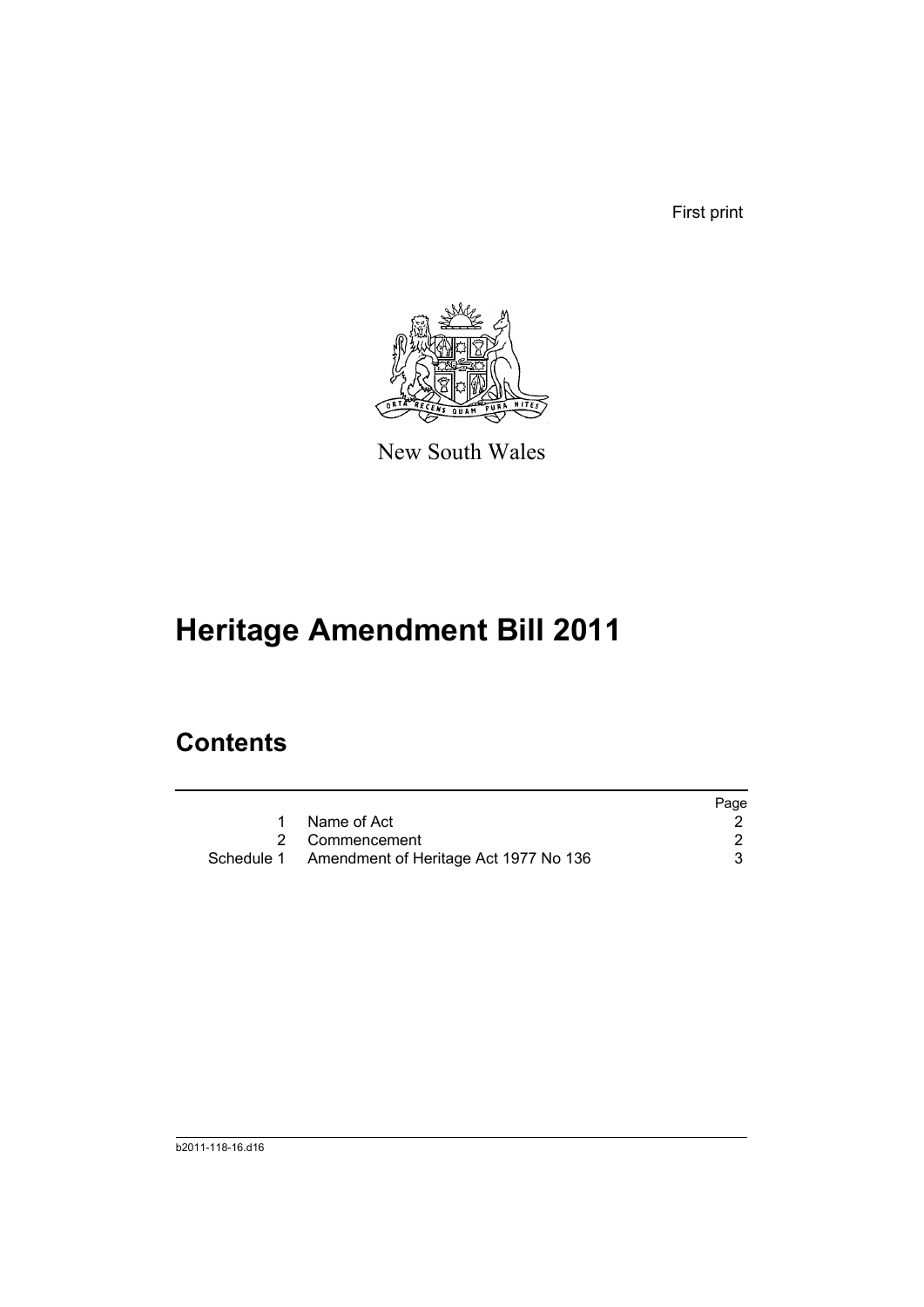First print

New South Wales

# Heritage Amendment Bill 2011

## Contents

| | | Page |
|---|---|---|
| 1 | Name of Act | 2 |
| 2 | Commencement | 2 |
| Schedule 1 | Amendment of Heritage Act 1977 No 136 | 3 |

b2011-118-16.d16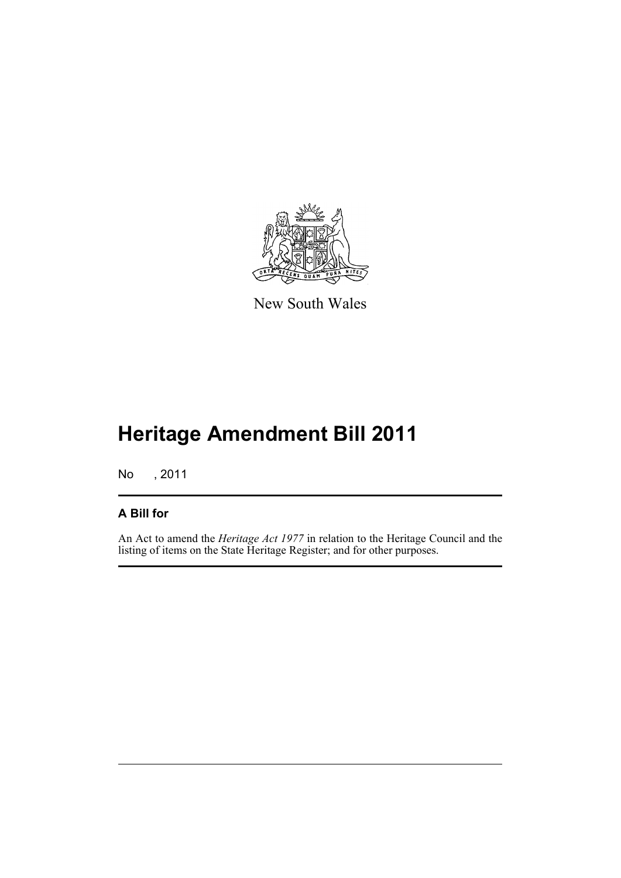New South Wales

# Heritage Amendment Bill 2011

No , 2011

## A Bill for

An Act to amend the *Heritage Act 1977* in relation to the Heritage Council and the listing of items on the State Heritage Register; and for other purposes.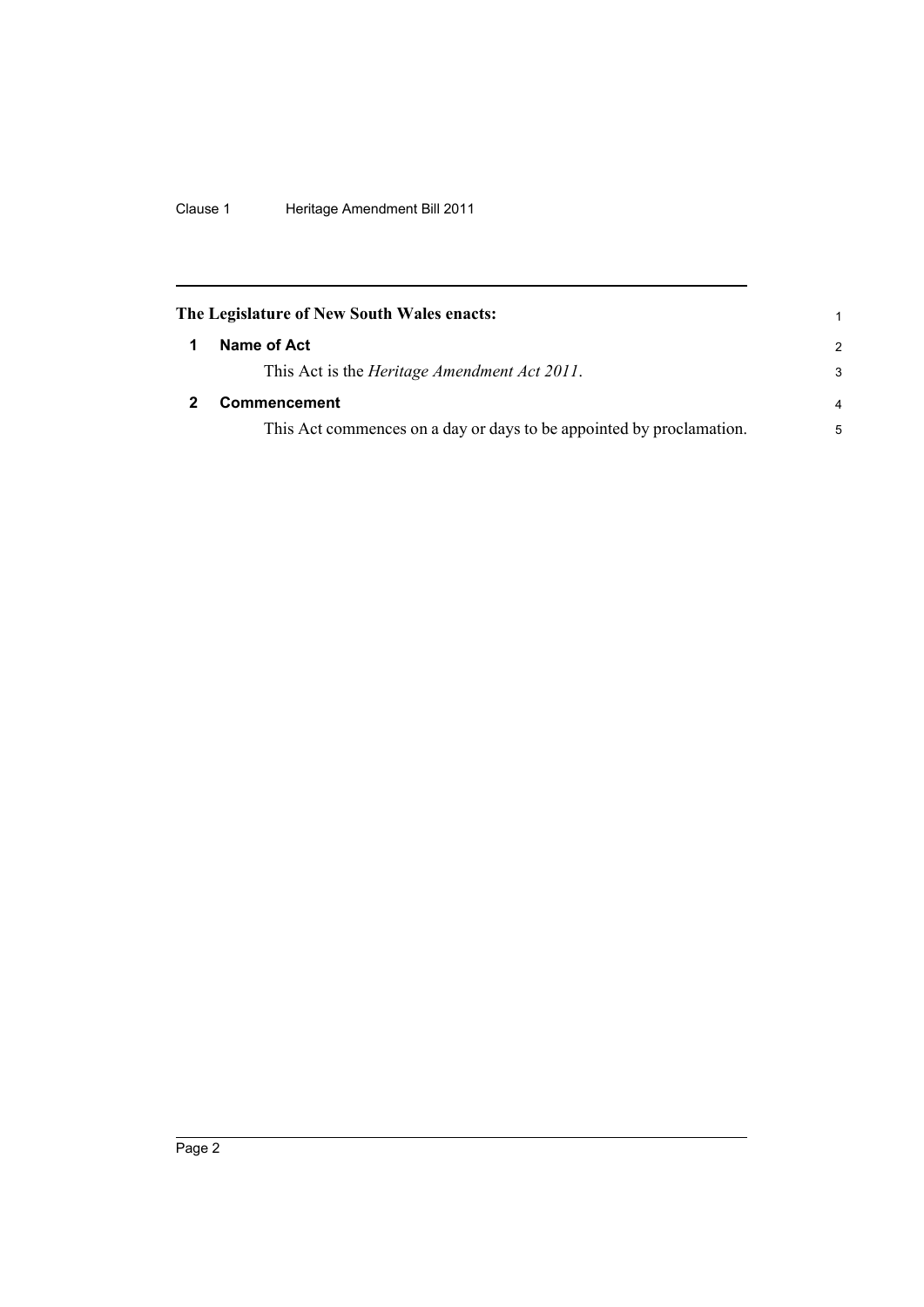**The Legislature of New South Wales enacts:**

## 1 Name of Act

This Act is the *Heritage Amendment Act 2011*.

## 2 Commencement

This Act commences on a day or days to be appointed by proclamation.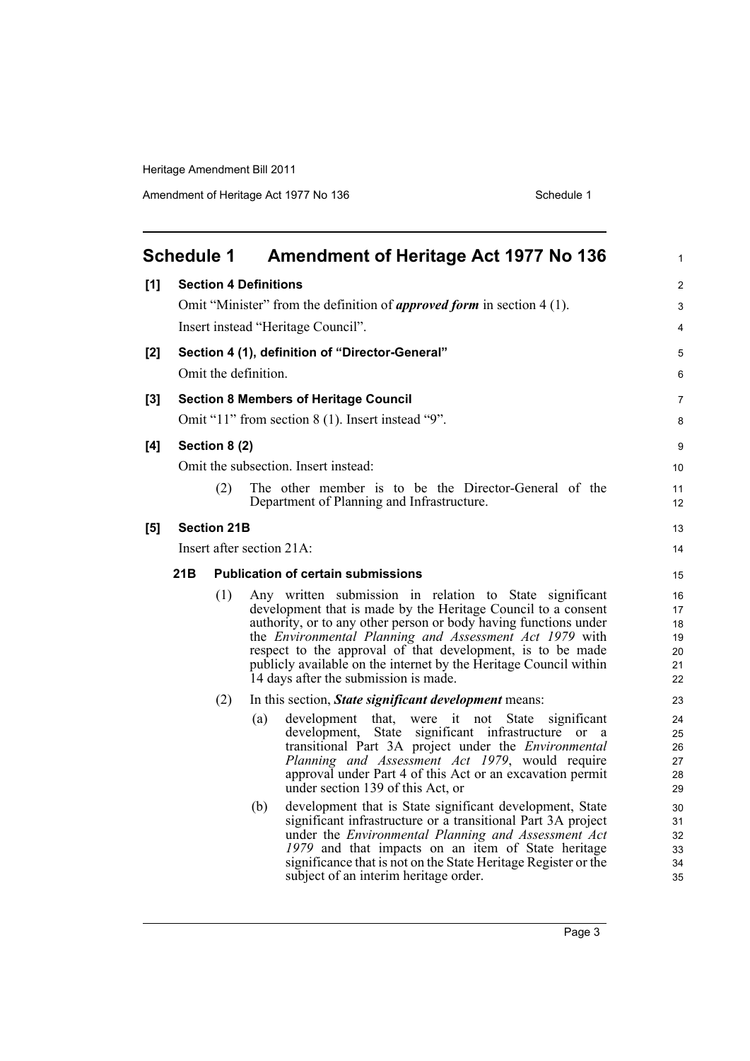# Schedule 1 Amendment of Heritage Act 1977 No 136

**[1] Section 4 Definitions**

Omit "Minister" from the definition of ***approved form*** in section 4 (1).

Insert instead "Heritage Council".

**[2] Section 4 (1), definition of "Director-General"**

Omit the definition.

**[3] Section 8 Members of Heritage Council**

Omit "11" from section 8 (1). Insert instead "9".

**[4] Section 8 (2)**

Omit the subsection. Insert instead:

(2) The other member is to be the Director-General of the Department of Planning and Infrastructure.

**[5] Section 21B**

Insert after section 21A:

**21B Publication of certain submissions**

(1) Any written submission in relation to State significant development that is made by the Heritage Council to a consent authority, or to any other person or body having functions under the *Environmental Planning and Assessment Act 1979* with respect to the approval of that development, is to be made publicly available on the internet by the Heritage Council within 14 days after the submission is made.

(2) In this section, ***State significant development*** means:

(a) development that, were it not State significant development, State significant infrastructure or a transitional Part 3A project under the *Environmental Planning and Assessment Act 1979*, would require approval under Part 4 of this Act or an excavation permit under section 139 of this Act, or

(b) development that is State significant development, State significant infrastructure or a transitional Part 3A project under the *Environmental Planning and Assessment Act 1979* and that impacts on an item of State heritage significance that is not on the State Heritage Register or the subject of an interim heritage order.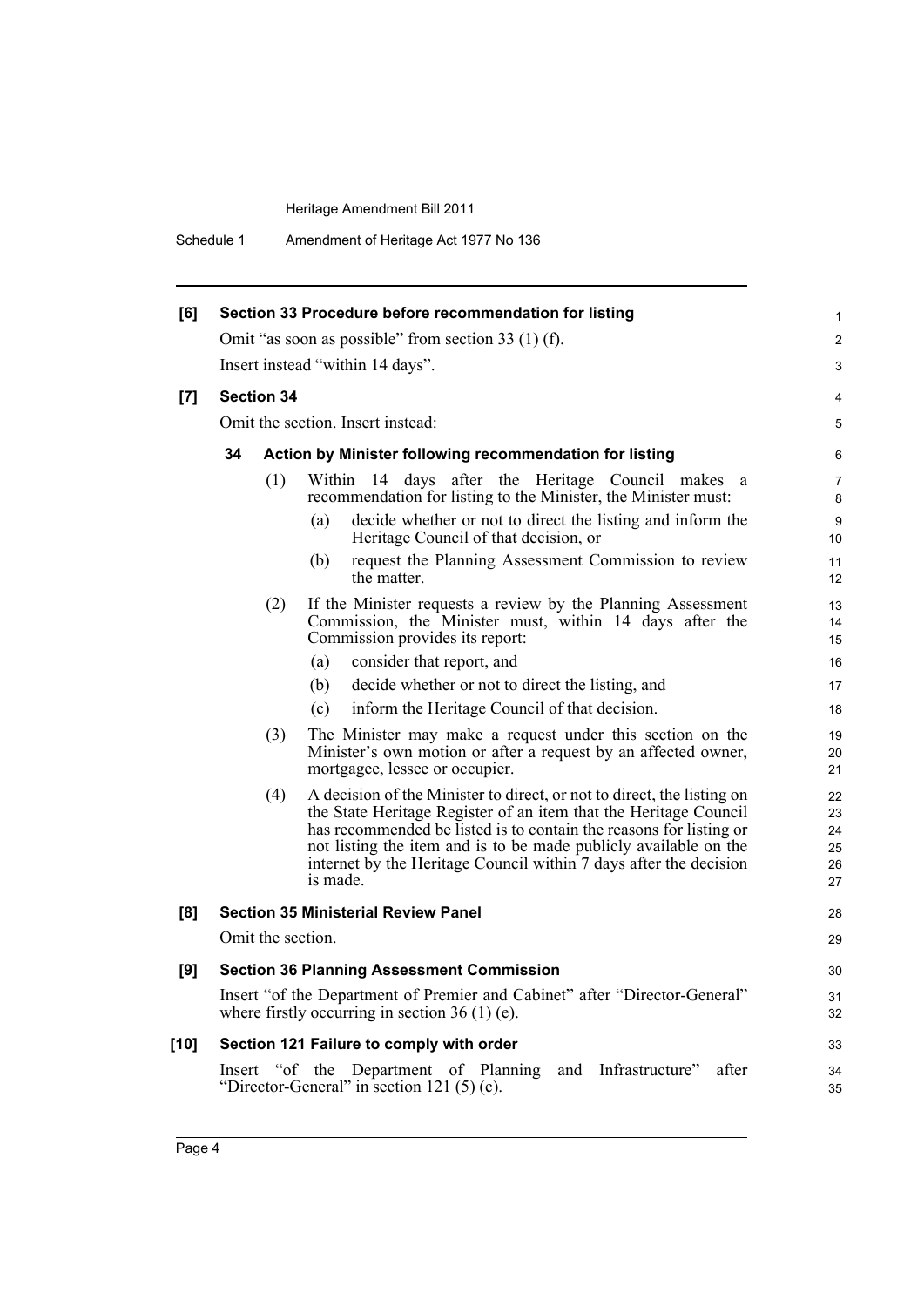**[6] Section 33 Procedure before recommendation for listing**

Omit "as soon as possible" from section 33 (1) (f).

Insert instead "within 14 days".

**[7] Section 34**

Omit the section. Insert instead:

**34 Action by Minister following recommendation for listing**

(1) Within 14 days after the Heritage Council makes a recommendation for listing to the Minister, the Minister must:

(a) decide whether or not to direct the listing and inform the Heritage Council of that decision, or

(b) request the Planning Assessment Commission to review the matter.

(2) If the Minister requests a review by the Planning Assessment Commission, the Minister must, within 14 days after the Commission provides its report:

(a) consider that report, and

(b) decide whether or not to direct the listing, and

(c) inform the Heritage Council of that decision.

(3) The Minister may make a request under this section on the Minister's own motion or after a request by an affected owner, mortgagee, lessee or occupier.

(4) A decision of the Minister to direct, or not to direct, the listing on the State Heritage Register of an item that the Heritage Council has recommended be listed is to contain the reasons for listing or not listing the item and is to be made publicly available on the internet by the Heritage Council within 7 days after the decision is made.

**[8] Section 35 Ministerial Review Panel**

Omit the section.

**[9] Section 36 Planning Assessment Commission**

Insert "of the Department of Premier and Cabinet" after "Director-General" where firstly occurring in section 36 (1) (e).

**[10] Section 121 Failure to comply with order**

Insert "of the Department of Planning and Infrastructure" after "Director-General" in section 121 (5) (c).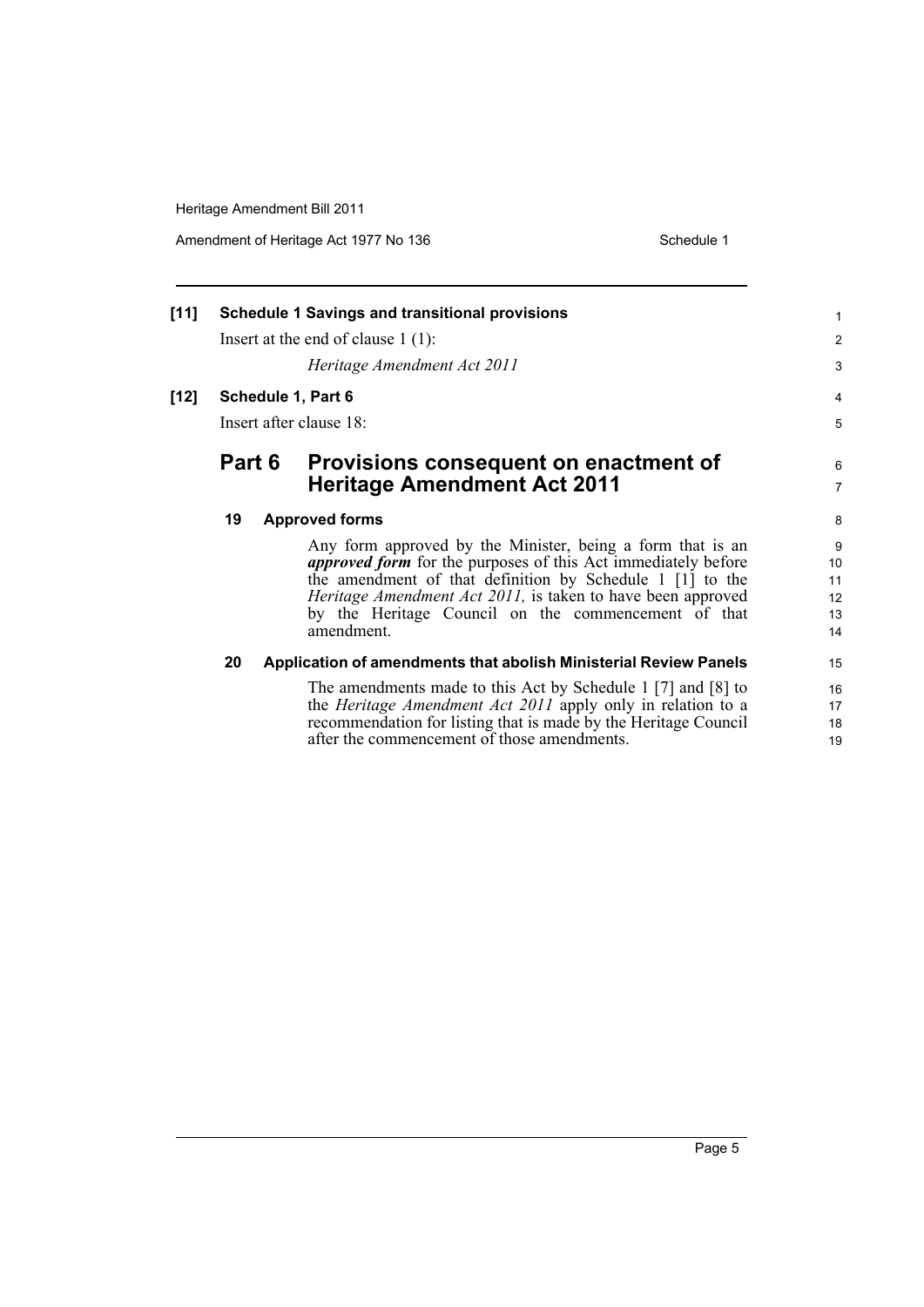**[11] Schedule 1 Savings and transitional provisions**

Insert at the end of clause 1 (1):

*Heritage Amendment Act 2011*

**[12] Schedule 1, Part 6**

Insert after clause 18:

## Part 6 Provisions consequent on enactment of Heritage Amendment Act 2011

### 19 Approved forms

Any form approved by the Minister, being a form that is an ***approved form*** for the purposes of this Act immediately before the amendment of that definition by Schedule 1 [1] to the *Heritage Amendment Act 2011,* is taken to have been approved by the Heritage Council on the commencement of that amendment.

### 20 Application of amendments that abolish Ministerial Review Panels

The amendments made to this Act by Schedule 1 [7] and [8] to the *Heritage Amendment Act 2011* apply only in relation to a recommendation for listing that is made by the Heritage Council after the commencement of those amendments.